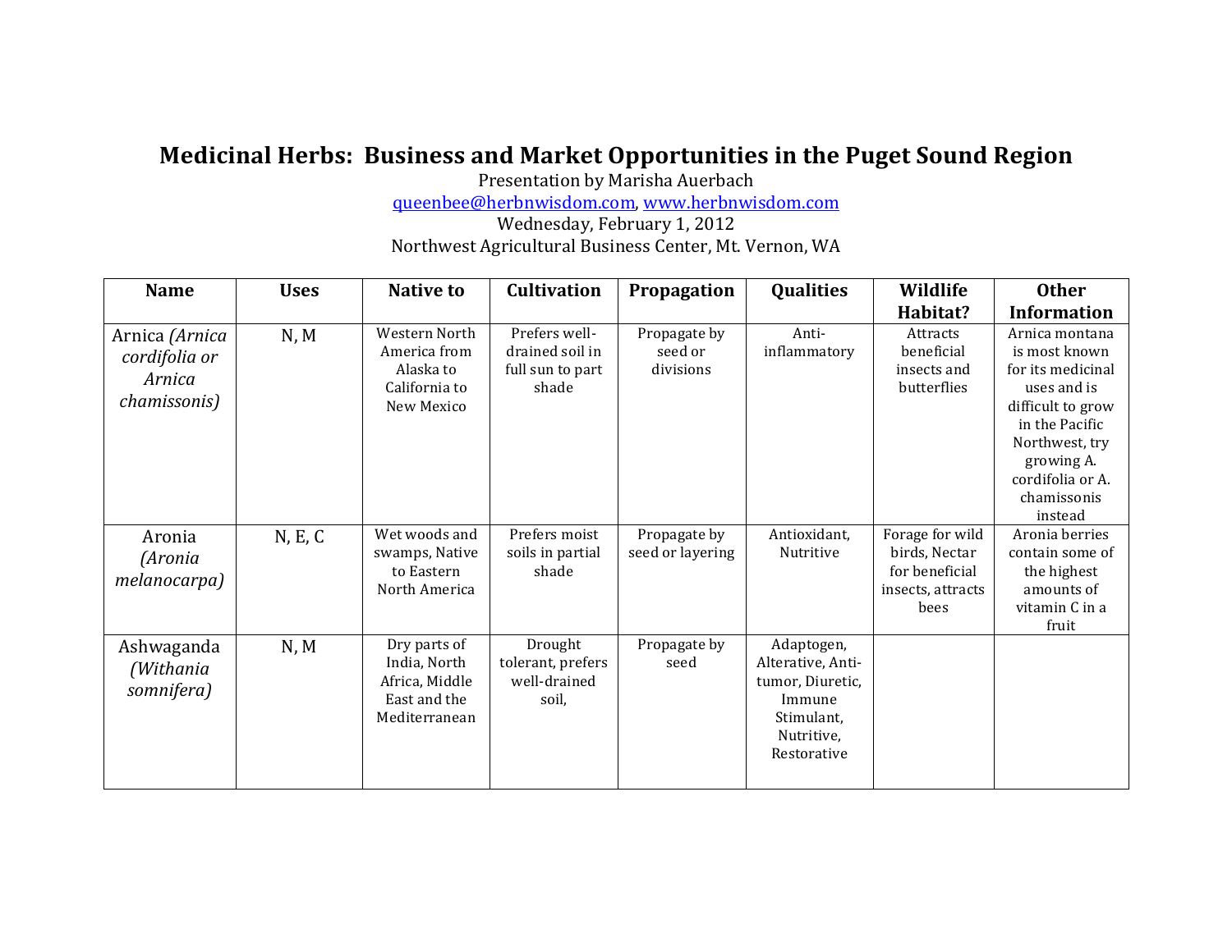# Medicinal Herbs: Business and Market Opportunities in the Puget Sound Region

Presentation by Marisha Auerbach

queenbee@herbnwisdom.com, www.herbnwisdom.com

Wednesday, February 1, 2012

Northwest Agricultural Business Center, Mt. Vernon, WA

| Name | Uses | Native to | Cultivation | Propagation | Qualities | Wildlife Habitat? | Other Information |
|---|---|---|---|---|---|---|---|
| Arnica *(Arnica cordifolia or Arnica chamissonis)* | N, M | Western North America from Alaska to California to New Mexico | Prefers well-drained soil in full sun to part shade | Propagate by seed or divisions | Anti-inflammatory | Attracts beneficial insects and butterflies | Arnica montana is most known for its medicinal uses and is difficult to grow in the Pacific Northwest, try growing A. cordifolia or A. chamissonis instead |
| Aronia *(Aronia melanocarpa)* | N, E, C | Wet woods and swamps, Native to Eastern North America | Prefers moist soils in partial shade | Propagate by seed or layering | Antioxidant, Nutritive | Forage for wild birds, Nectar for beneficial insects, attracts bees | Aronia berries contain some of the highest amounts of vitamin C in a fruit |
| Ashwaganda *(Withania somnifera)* | N, M | Dry parts of India, North Africa, Middle East and the Mediterranean | Drought tolerant, prefers well-drained soil, | Propagate by seed | Adaptogen, Alterative, Anti-tumor, Diuretic, Immune Stimulant, Nutritive, Restorative | | |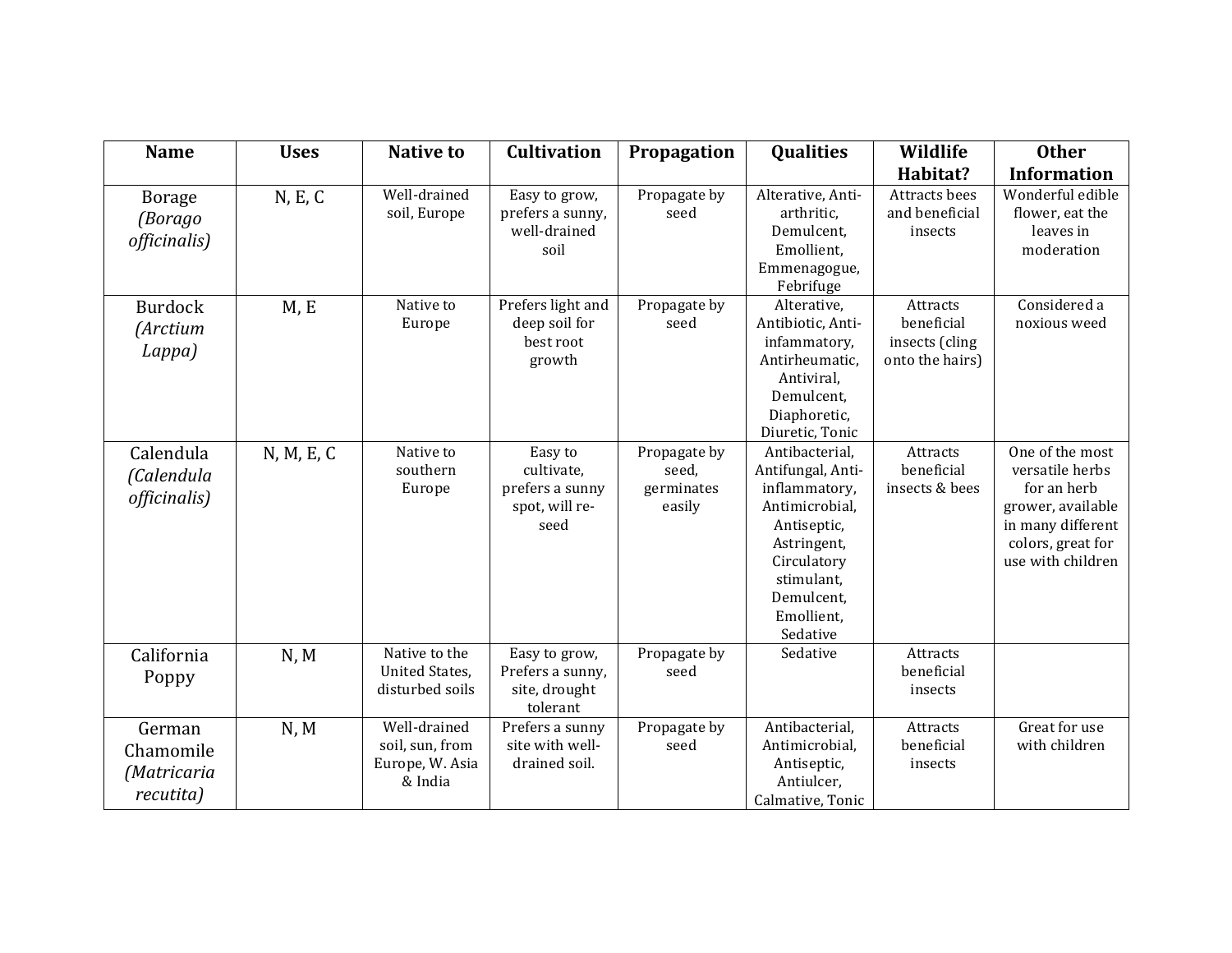| Name | Uses | Native to | Cultivation | Propagation | Qualities | Wildlife Habitat? | Other Information |
|---|---|---|---|---|---|---|---|
| Borage *(Borago officinalis)* | N, E, C | Well-drained soil, Europe | Easy to grow, prefers a sunny, well-drained soil | Propagate by seed | Alterative, Anti-arthritic, Demulcent, Emollient, Emmenagogue, Febrifuge | Attracts bees and beneficial insects | Wonderful edible flower, eat the leaves in moderation |
| Burdock *(Arctium Lappa)* | M, E | Native to Europe | Prefers light and deep soil for best root growth | Propagate by seed | Alterative, Antibiotic, Anti-infammatory, Antirheumatic, Antiviral, Demulcent, Diaphoretic, Diuretic, Tonic | Attracts beneficial insects (cling onto the hairs) | Considered a noxious weed |
| Calendula *(Calendula officinalis)* | N, M, E, C | Native to southern Europe | Easy to cultivate, prefers a sunny spot, will re-seed | Propagate by seed, germinates easily | Antibacterial, Antifungal, Anti-inflammatory, Antimicrobial, Antiseptic, Astringent, Circulatory stimulant, Demulcent, Emollient, Sedative | Attracts beneficial insects & bees | One of the most versatile herbs for an herb grower, available in many different colors, great for use with children |
| California Poppy | N, M | Native to the United States, disturbed soils | Easy to grow, Prefers a sunny, site, drought tolerant | Propagate by seed | Sedative | Attracts beneficial insects | |
| German Chamomile *(Matricaria recutita)* | N, M | Well-drained soil, sun, from Europe, W. Asia & India | Prefers a sunny site with well-drained soil. | Propagate by seed | Antibacterial, Antimicrobial, Antiseptic, Antiulcer, Calmative, Tonic | Attracts beneficial insects | Great for use with children |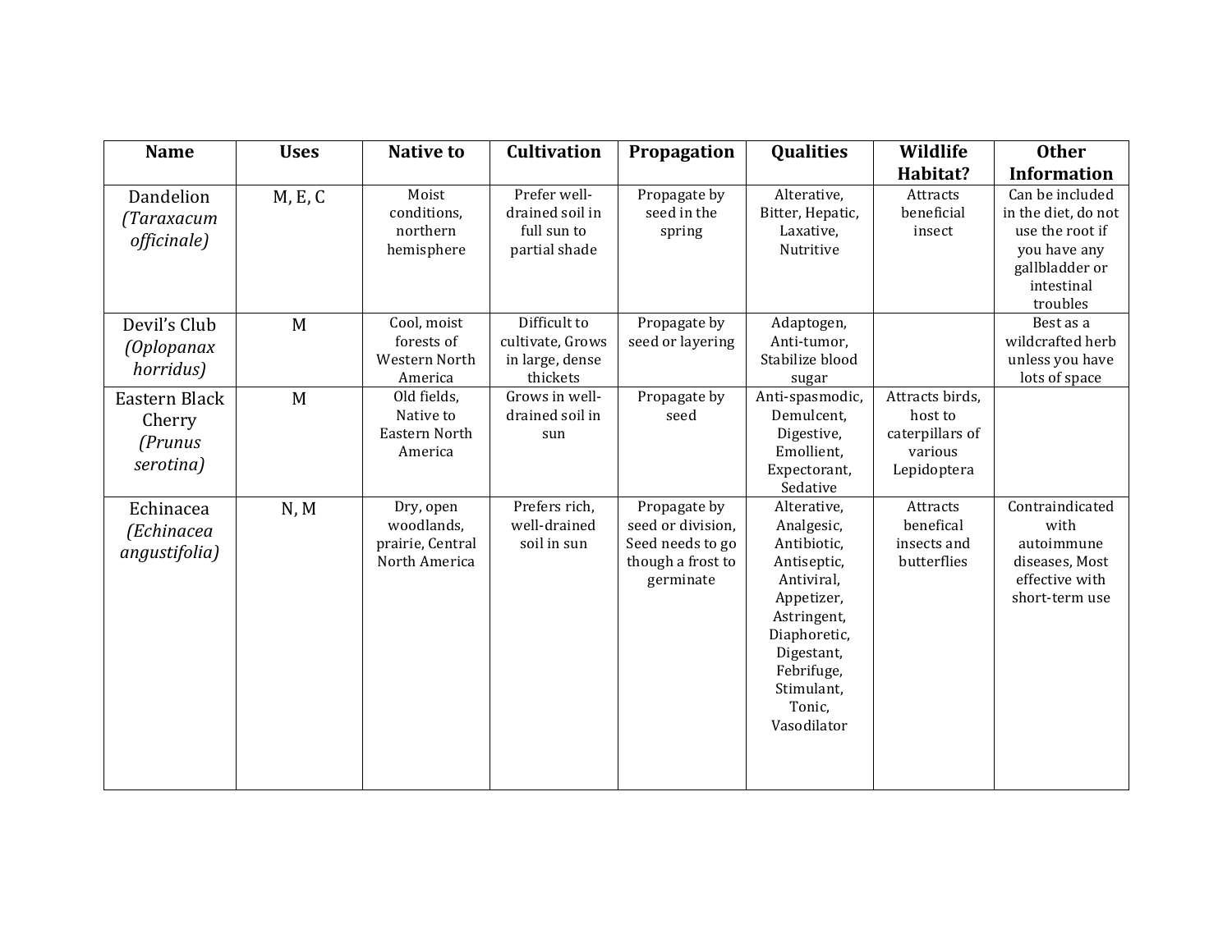| Name | Uses | Native to | Cultivation | Propagation | Qualities | Wildlife Habitat? | Other Information |
|---|---|---|---|---|---|---|---|
| Dandelion *(Taraxacum officinale)* | M, E, C | Moist conditions, northern hemisphere | Prefer well-drained soil in full sun to partial shade | Propagate by seed in the spring | Alterative, Bitter, Hepatic, Laxative, Nutritive | Attracts beneficial insect | Can be included in the diet, do not use the root if you have any gallbladder or intestinal troubles |
| Devil's Club *(Oplopanax horridus)* | M | Cool, moist forests of Western North America | Difficult to cultivate, Grows in large, dense thickets | Propagate by seed or layering | Adaptogen, Anti-tumor, Stabilize blood sugar | | Best as a wildcrafted herb unless you have lots of space |
| Eastern Black Cherry *(Prunus serotina)* | M | Old fields, Native to Eastern North America | Grows in well-drained soil in sun | Propagate by seed | Anti-spasmodic, Demulcent, Digestive, Emollient, Expectorant, Sedative | Attracts birds, host to caterpillars of various Lepidoptera | |
| Echinacea *(Echinacea angustifolia)* | N, M | Dry, open woodlands, prairie, Central North America | Prefers rich, well-drained soil in sun | Propagate by seed or division, Seed needs to go though a frost to germinate | Alterative, Analgesic, Antibiotic, Antiseptic, Antiviral, Appetizer, Astringent, Diaphoretic, Digestant, Febrifuge, Stimulant, Tonic, Vasodilator | Attracts benefical insects and butterflies | Contraindicated with autoimmune diseases, Most effective with short-term use |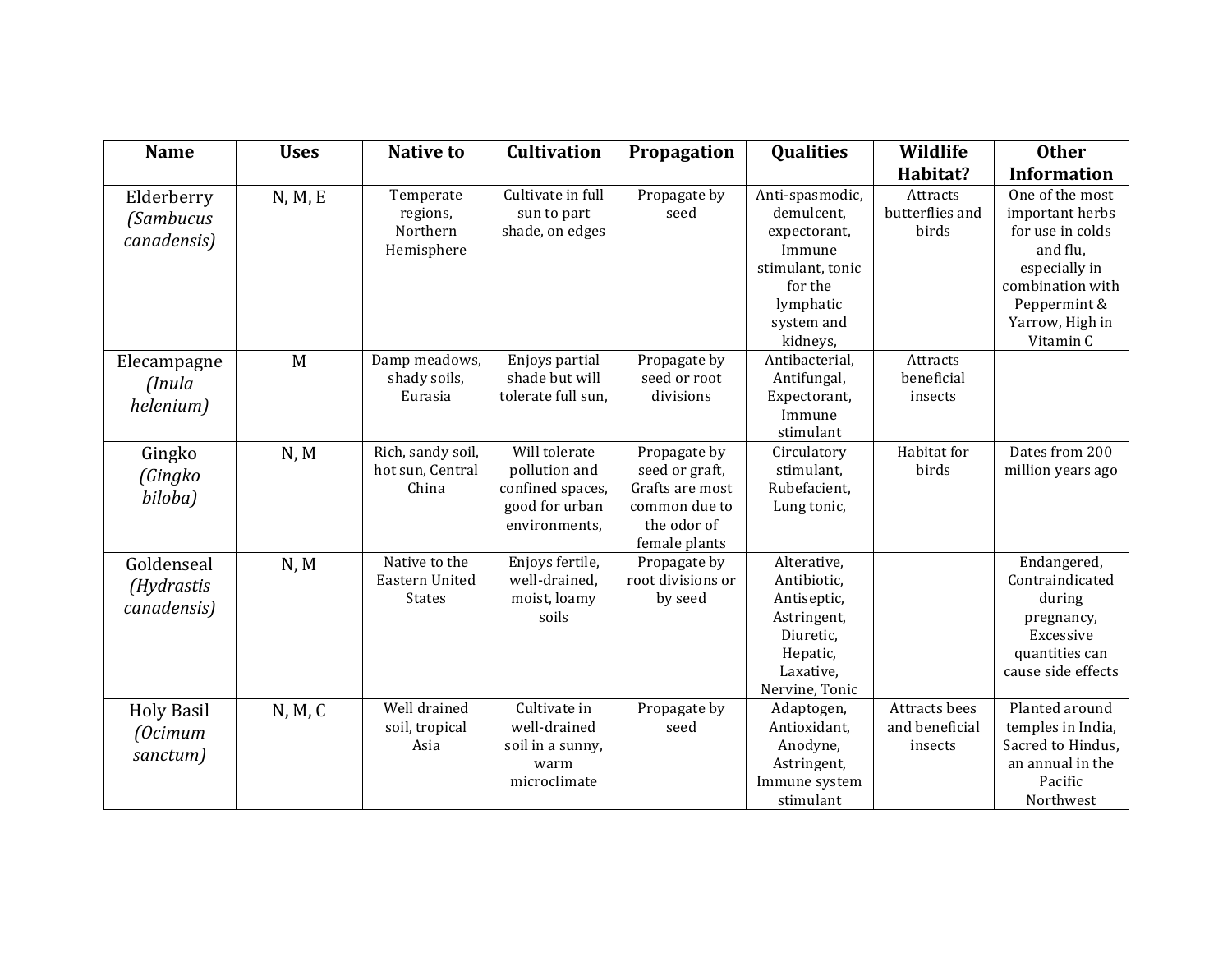| Name | Uses | Native to | Cultivation | Propagation | Qualities | Wildlife Habitat? | Other Information |
|---|---|---|---|---|---|---|---|
| Elderberry *(Sambucus canadensis)* | N, M, E | Temperate regions, Northern Hemisphere | Cultivate in full sun to part shade, on edges | Propagate by seed | Anti-spasmodic, demulcent, expectorant, Immune stimulant, tonic for the lymphatic system and kidneys, | Attracts butterflies and birds | One of the most important herbs for use in colds and flu, especially in combination with Peppermint & Yarrow, High in Vitamin C |
| Elecampagne *(Inula helenium)* | M | Damp meadows, shady soils, Eurasia | Enjoys partial shade but will tolerate full sun, | Propagate by seed or root divisions | Antibacterial, Antifungal, Expectorant, Immune stimulant | Attracts beneficial insects | |
| Gingko *(Gingko biloba)* | N, M | Rich, sandy soil, hot sun, Central China | Will tolerate pollution and confined spaces, good for urban environments, | Propagate by seed or graft, Grafts are most common due to the odor of female plants | Circulatory stimulant, Rubefacient, Lung tonic, | Habitat for birds | Dates from 200 million years ago |
| Goldenseal *(Hydrastis canadensis)* | N, M | Native to the Eastern United States | Enjoys fertile, well-drained, moist, loamy soils | Propagate by root divisions or by seed | Alterative, Antibiotic, Antiseptic, Astringent, Diuretic, Hepatic, Laxative, Nervine, Tonic | | Endangered, Contraindicated during pregnancy, Excessive quantities can cause side effects |
| Holy Basil *(Ocimum sanctum)* | N, M, C | Well drained soil, tropical Asia | Cultivate in well-drained soil in a sunny, warm microclimate | Propagate by seed | Adaptogen, Antioxidant, Anodyne, Astringent, Immune system stimulant | Attracts bees and beneficial insects | Planted around temples in India, Sacred to Hindus, an annual in the Pacific Northwest |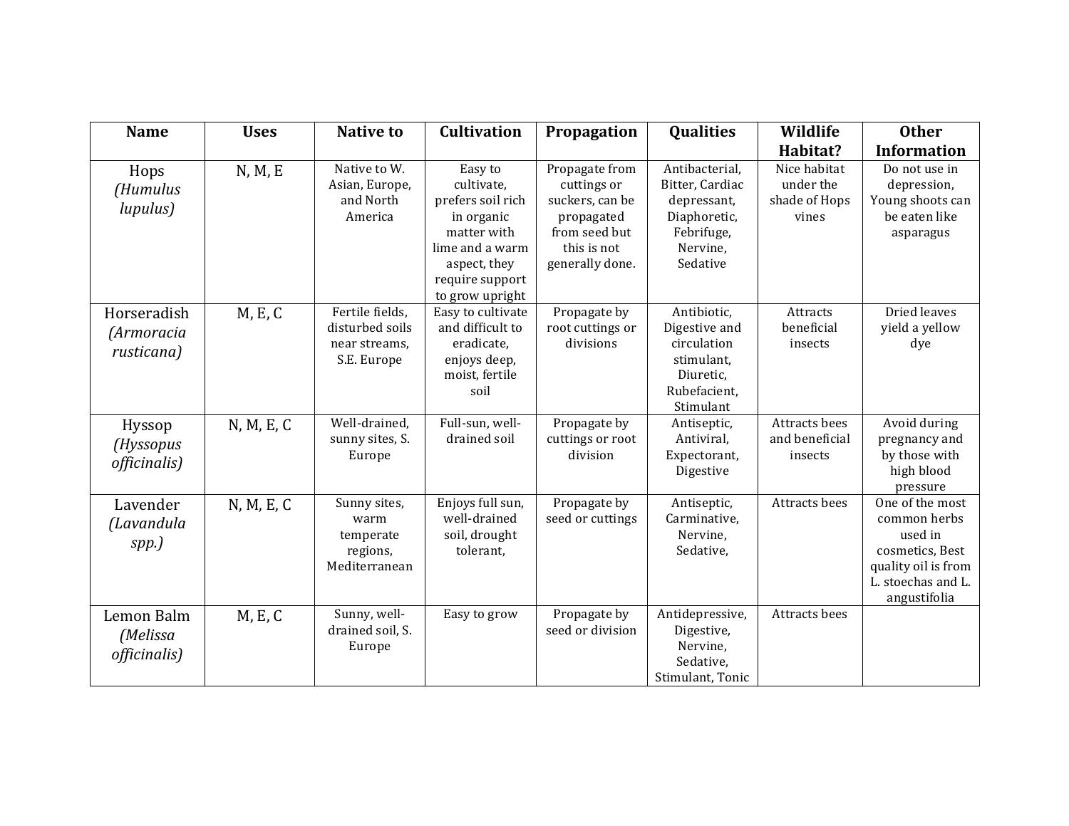| Name | Uses | Native to | Cultivation | Propagation | Qualities | Wildlife Habitat? | Other Information |
|---|---|---|---|---|---|---|---|
| Hops *(Humulus lupulus)* | N, M, E | Native to W. Asian, Europe, and North America | Easy to cultivate, prefers soil rich in organic matter with lime and a warm aspect, they require support to grow upright | Propagate from cuttings or suckers, can be propagated from seed but this is not generally done. | Antibacterial, Bitter, Cardiac depressant, Diaphoretic, Febrifuge, Nervine, Sedative | Nice habitat under the shade of Hops vines | Do not use in depression, Young shoots can be eaten like asparagus |
| Horseradish *(Armoracia rusticana)* | M, E, C | Fertile fields, disturbed soils near streams, S.E. Europe | Easy to cultivate and difficult to eradicate, enjoys deep, moist, fertile soil | Propagate by root cuttings or divisions | Antibiotic, Digestive and circulation stimulant, Diuretic, Rubefacient, Stimulant | Attracts beneficial insects | Dried leaves yield a yellow dye |
| Hyssop *(Hyssopus officinalis)* | N, M, E, C | Well-drained, sunny sites, S. Europe | Full-sun, well-drained soil | Propagate by cuttings or root division | Antiseptic, Antiviral, Expectorant, Digestive | Attracts bees and beneficial insects | Avoid during pregnancy and by those with high blood pressure |
| Lavender *(Lavandula spp.)* | N, M, E, C | Sunny sites, warm temperate regions, Mediterranean | Enjoys full sun, well-drained soil, drought tolerant, | Propagate by seed or cuttings | Antiseptic, Carminative, Nervine, Sedative, | Attracts bees | One of the most common herbs used in cosmetics, Best quality oil is from L. stoechas and L. angustifolia |
| Lemon Balm *(Melissa officinalis)* | M, E, C | Sunny, well-drained soil, S. Europe | Easy to grow | Propagate by seed or division | Antidepressive, Digestive, Nervine, Sedative, Stimulant, Tonic | Attracts bees | |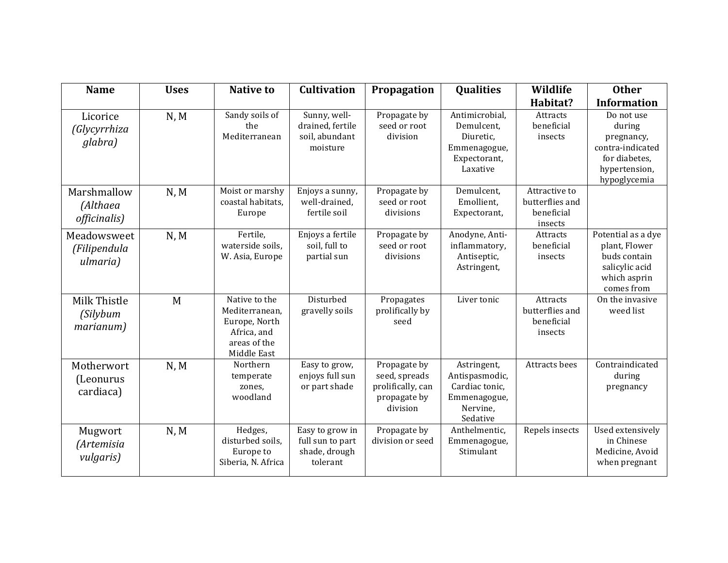| Name | Uses | Native to | Cultivation | Propagation | Qualities | Wildlife Habitat? | Other Information |
|---|---|---|---|---|---|---|---|
| Licorice *(Glycyrrhiza glabra)* | N, M | Sandy soils of the Mediterranean | Sunny, well-drained, fertile soil, abundant moisture | Propagate by seed or root division | Antimicrobial, Demulcent, Diuretic, Emmenagogue, Expectorant, Laxative | Attracts beneficial insects | Do not use during pregnancy, contra-indicated for diabetes, hypertension, hypoglycemia |
| Marshmallow *(Althaea officinalis)* | N, M | Moist or marshy coastal habitats, Europe | Enjoys a sunny, well-drained, fertile soil | Propagate by seed or root divisions | Demulcent, Emollient, Expectorant, | Attractive to butterflies and beneficial insects | |
| Meadowsweet *(Filipendula ulmaria)* | N, M | Fertile, waterside soils, W. Asia, Europe | Enjoys a fertile soil, full to partial sun | Propagate by seed or root divisions | Anodyne, Anti-inflammatory, Antiseptic, Astringent, | Attracts beneficial insects | Potential as a dye plant, Flower buds contain salicylic acid which asprin comes from |
| Milk Thistle *(Silybum marianum)* | M | Native to the Mediterranean, Europe, North Africa, and areas of the Middle East | Disturbed gravelly soils | Propagates prolifically by seed | Liver tonic | Attracts butterflies and beneficial insects | On the invasive weed list |
| Motherwort (Leonurus cardiaca) | N, M | Northern temperate zones, woodland | Easy to grow, enjoys full sun or part shade | Propagate by seed, spreads prolifically, can propagate by division | Astringent, Antispasmodic, Cardiac tonic, Emmenagogue, Nervine, Sedative | Attracts bees | Contraindicated during pregnancy |
| Mugwort *(Artemisia vulgaris)* | N, M | Hedges, disturbed soils, Europe to Siberia, N. Africa | Easy to grow in full sun to part shade, drough tolerant | Propagate by division or seed | Anthelmentic, Emmenagogue, Stimulant | Repels insects | Used extensively in Chinese Medicine, Avoid when pregnant |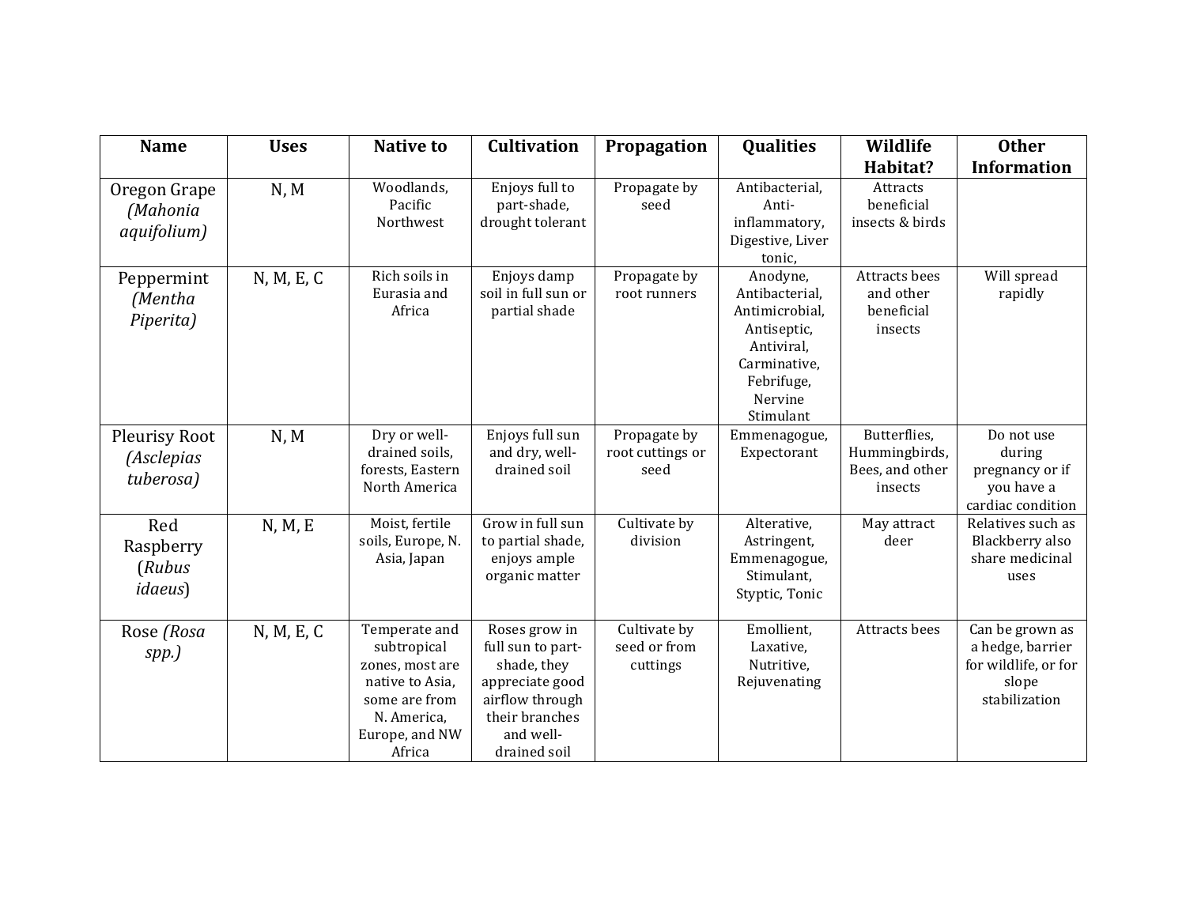| Name | Uses | Native to | Cultivation | Propagation | Qualities | Wildlife Habitat? | Other Information |
|---|---|---|---|---|---|---|---|
| Oregon Grape *(Mahonia aquifolium)* | N, M | Woodlands, Pacific Northwest | Enjoys full to part-shade, drought tolerant | Propagate by seed | Antibacterial, Anti-inflammatory, Digestive, Liver tonic, | Attracts beneficial insects & birds | |
| Peppermint *(Mentha Piperita)* | N, M, E, C | Rich soils in Eurasia and Africa | Enjoys damp soil in full sun or partial shade | Propagate by root runners | Anodyne, Antibacterial, Antimicrobial, Antiseptic, Antiviral, Carminative, Febrifuge, Nervine Stimulant | Attracts bees and other beneficial insects | Will spread rapidly |
| Pleurisy Root *(Asclepias tuberosa)* | N, M | Dry or well-drained soils, forests, Eastern North America | Enjoys full sun and dry, well-drained soil | Propagate by root cuttings or seed | Emmenagogue, Expectorant | Butterflies, Hummingbirds, Bees, and other insects | Do not use during pregnancy or if you have a cardiac condition |
| Red Raspberry (*Rubus idaeus*) | N, M, E | Moist, fertile soils, Europe, N. Asia, Japan | Grow in full sun to partial shade, enjoys ample organic matter | Cultivate by division | Alterative, Astringent, Emmenagogue, Stimulant, Styptic, Tonic | May attract deer | Relatives such as Blackberry also share medicinal uses |
| Rose *(Rosa spp.)* | N, M, E, C | Temperate and subtropical zones, most are native to Asia, some are from N. America, Europe, and NW Africa | Roses grow in full sun to part-shade, they appreciate good airflow through their branches and well-drained soil | Cultivate by seed or from cuttings | Emollient, Laxative, Nutritive, Rejuvenating | Attracts bees | Can be grown as a hedge, barrier for wildlife, or for slope stabilization |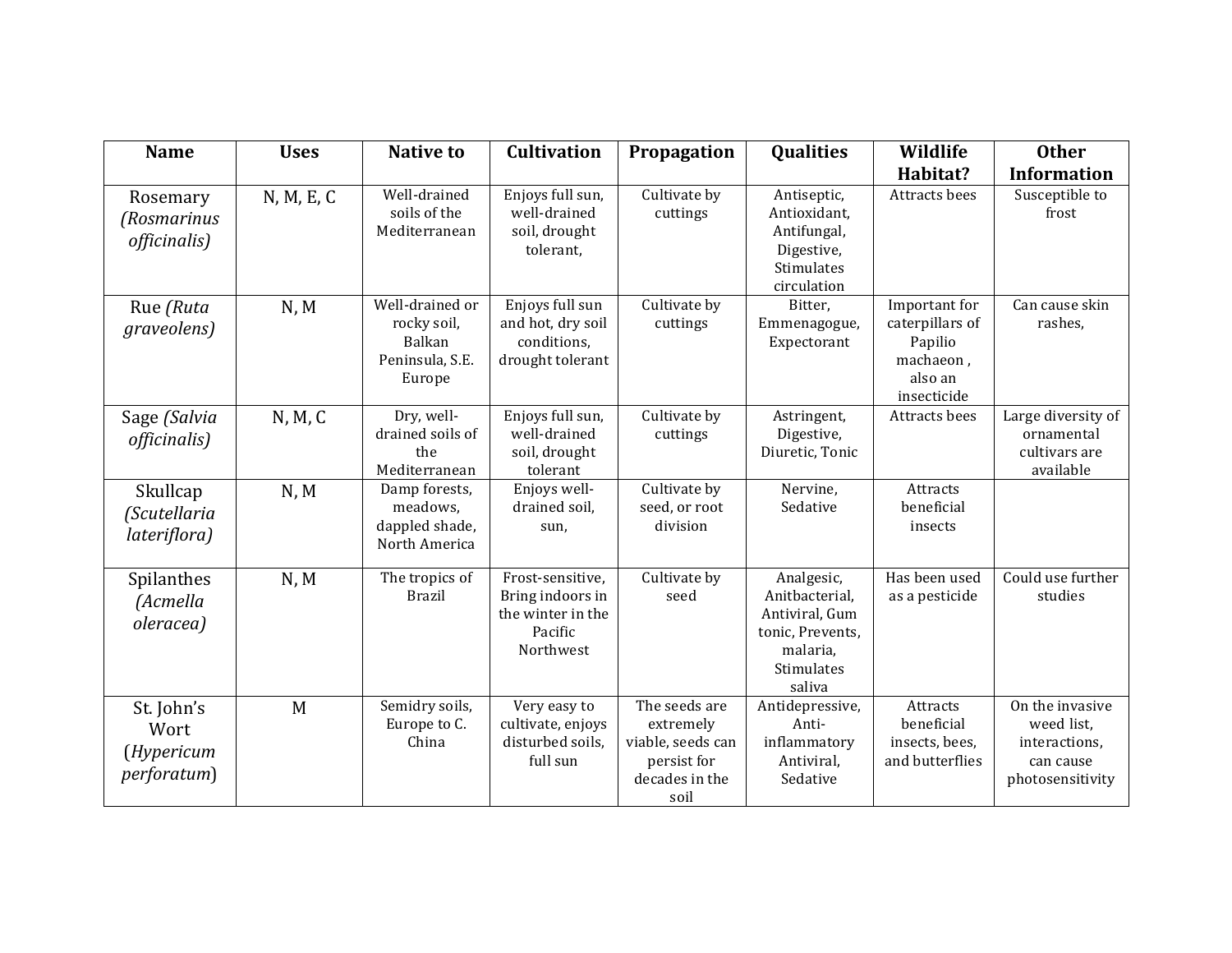| Name | Uses | Native to | Cultivation | Propagation | Qualities | Wildlife Habitat? | Other Information |
|---|---|---|---|---|---|---|---|
| Rosemary *(Rosmarinus officinalis)* | N, M, E, C | Well-drained soils of the Mediterranean | Enjoys full sun, well-drained soil, drought tolerant, | Cultivate by cuttings | Antiseptic, Antioxidant, Antifungal, Digestive, Stimulates circulation | Attracts bees | Susceptible to frost |
| Rue *(Ruta graveolens)* | N, M | Well-drained or rocky soil, Balkan Peninsula, S.E. Europe | Enjoys full sun and hot, dry soil conditions, drought tolerant | Cultivate by cuttings | Bitter, Emmenagogue, Expectorant | Important for caterpillars of Papilio machaeon , also an insecticide | Can cause skin rashes, |
| Sage *(Salvia officinalis)* | N, M, C | Dry, well-drained soils of the Mediterranean | Enjoys full sun, well-drained soil, drought tolerant | Cultivate by cuttings | Astringent, Digestive, Diuretic, Tonic | Attracts bees | Large diversity of ornamental cultivars are available |
| Skullcap *(Scutellaria lateriflora)* | N, M | Damp forests, meadows, dappled shade, North America | Enjoys well-drained soil, sun, | Cultivate by seed, or root division | Nervine, Sedative | Attracts beneficial insects | |
| Spilanthes *(Acmella oleracea)* | N, M | The tropics of Brazil | Frost-sensitive, Bring indoors in the winter in the Pacific Northwest | Cultivate by seed | Analgesic, Anitbacterial, Antiviral, Gum tonic, Prevents, malaria, Stimulates saliva | Has been used as a pesticide | Could use further studies |
| St. John's Wort (*Hypericum perforatum*) | M | Semidry soils, Europe to C. China | Very easy to cultivate, enjoys disturbed soils, full sun | The seeds are extremely viable, seeds can persist for decades in the soil | Antidepressive, Anti-inflammatory Antiviral, Sedative | Attracts beneficial insects, bees, and butterflies | On the invasive weed list, interactions, can cause photosensitivity |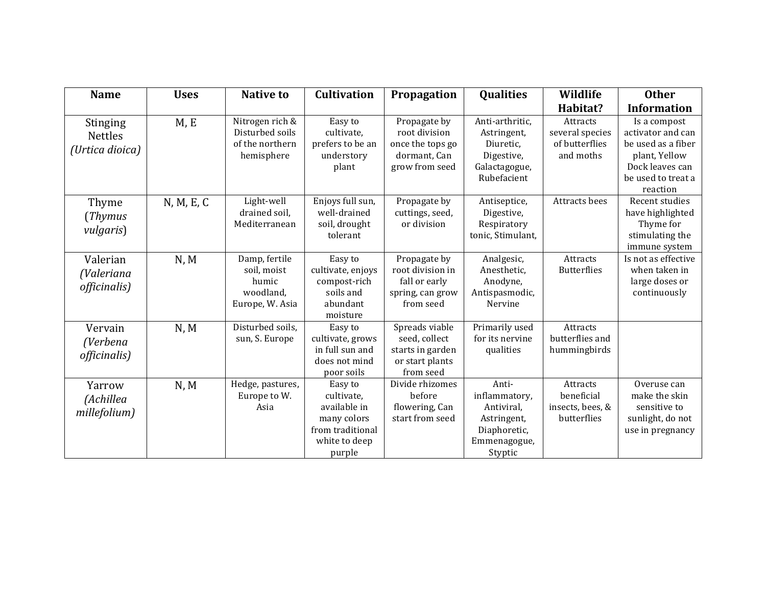| Name | Uses | Native to | Cultivation | Propagation | Qualities | Wildlife Habitat? | Other Information |
|---|---|---|---|---|---|---|---|
| Stinging Nettles *(Urtica dioica)* | M, E | Nitrogen rich & Disturbed soils of the northern hemisphere | Easy to cultivate, prefers to be an understory plant | Propagate by root division once the tops go dormant, Can grow from seed | Anti-arthritic, Astringent, Diuretic, Digestive, Galactagogue, Rubefacient | Attracts several species of butterflies and moths | Is a compost activator and can be used as a fiber plant, Yellow Dock leaves can be used to treat a reaction |
| Thyme (*Thymus vulgaris*) | N, M, E, C | Light-well drained soil, Mediterranean | Enjoys full sun, well-drained soil, drought tolerant | Propagate by cuttings, seed, or division | Antiseptice, Digestive, Respiratory tonic, Stimulant, | Attracts bees | Recent studies have highlighted Thyme for stimulating the immune system |
| Valerian *(Valeriana officinalis)* | N, M | Damp, fertile soil, moist humic woodland, Europe, W. Asia | Easy to cultivate, enjoys compost-rich soils and abundant moisture | Propagate by root division in fall or early spring, can grow from seed | Analgesic, Anesthetic, Anodyne, Antispasmodic, Nervine | Attracts Butterflies | Is not as effective when taken in large doses or continuously |
| Vervain *(Verbena officinalis)* | N, M | Disturbed soils, sun, S. Europe | Easy to cultivate, grows in full sun and does not mind poor soils | Spreads viable seed, collect starts in garden or start plants from seed | Primarily used for its nervine qualities | Attracts butterflies and hummingbirds | |
| Yarrow *(Achillea millefolium)* | N, M | Hedge, pastures, Europe to W. Asia | Easy to cultivate, available in many colors from traditional white to deep purple | Divide rhizomes before flowering, Can start from seed | Anti-inflammatory, Antiviral, Astringent, Diaphoretic, Emmenagogue, Styptic | Attracts beneficial insects, bees, & butterflies | Overuse can make the skin sensitive to sunlight, do not use in pregnancy |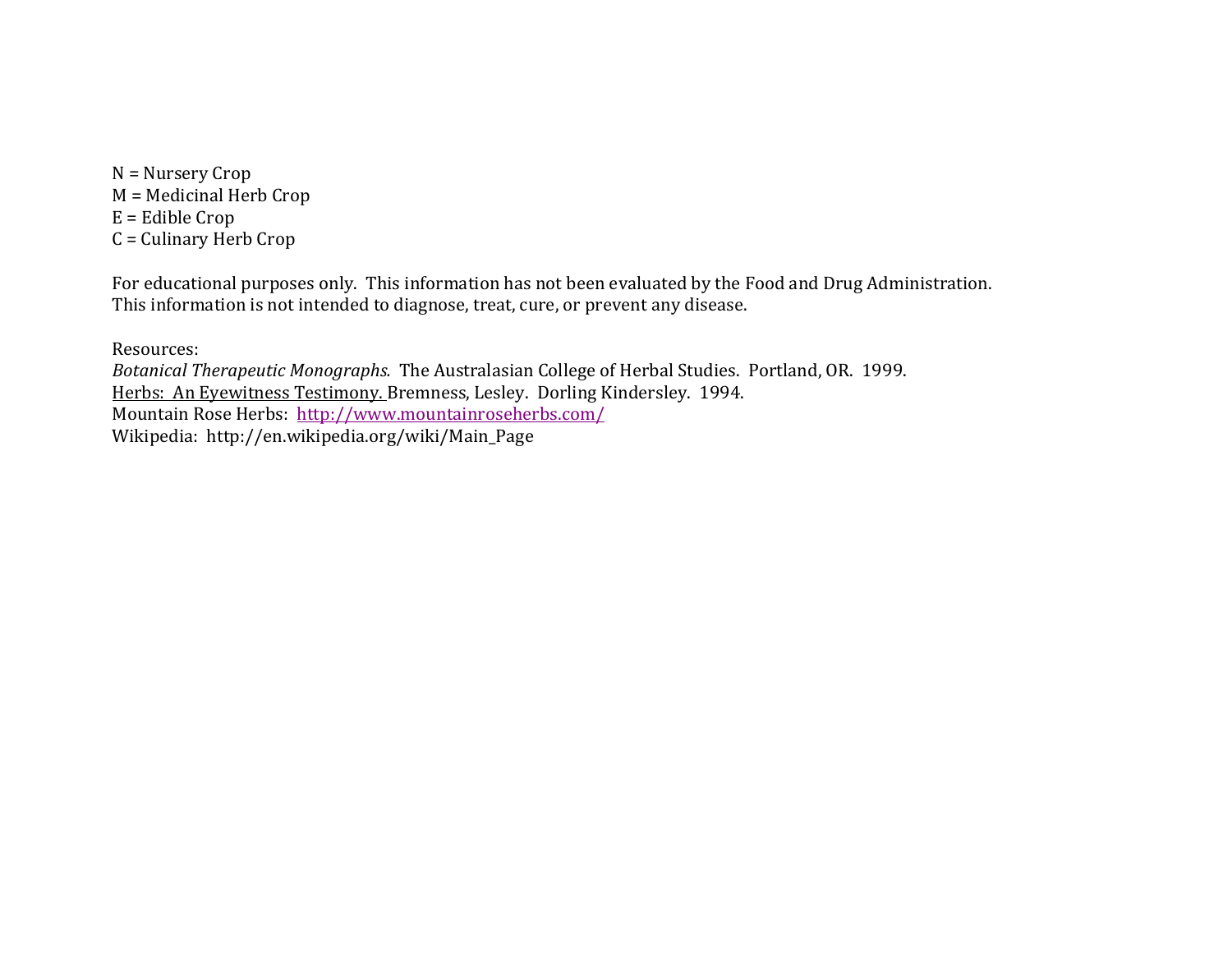N = Nursery Crop
M = Medicinal Herb Crop
E = Edible Crop
C = Culinary Herb Crop

For educational purposes only. This information has not been evaluated by the Food and Drug Administration. This information is not intended to diagnose, treat, cure, or prevent any disease.

Resources:
*Botanical Therapeutic Monographs.* The Australasian College of Herbal Studies. Portland, OR. 1999.
<u>Herbs: An Eyewitness Testimony.</u> Bremness, Lesley. Dorling Kindersley. 1994.
Mountain Rose Herbs: [http://www.mountainroseherbs.com/](http://www.mountainroseherbs.com/)
Wikipedia: http://en.wikipedia.org/wiki/Main_Page